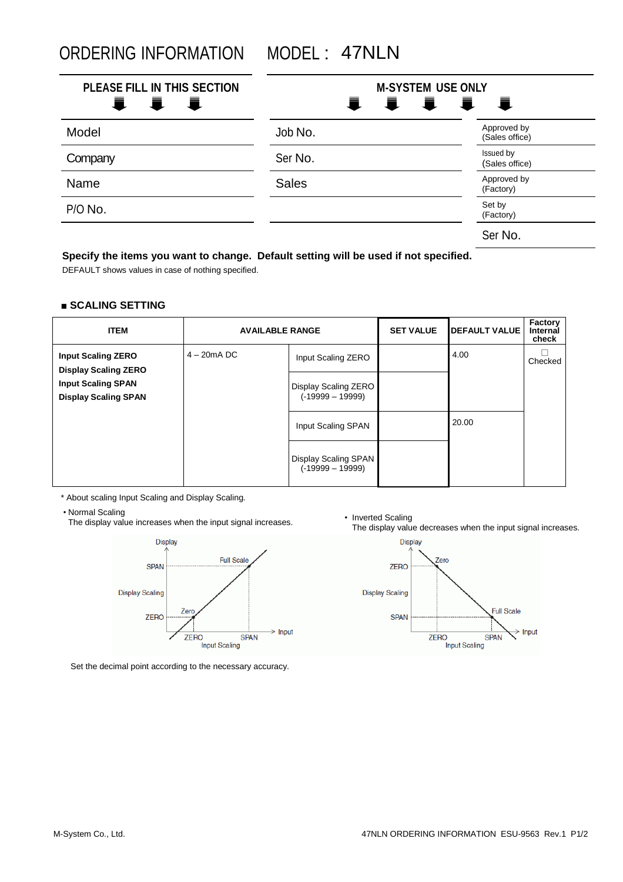# ORDERING INFORMATION MODEL : 47NLN

| PLEASE FILL IN THIS SECTION | M-SYSTEM USE ONLY | |
|---|---|---|
| Model | Job No. | Approved by (Sales office) |
| Company | Ser No. | Issued by (Sales office) |
| Name | Sales | Approved by (Factory) |
| P/O No. | | Set by (Factory) |
| | | Ser No. |

**Specify the items you want to change. Default setting will be used if not specified.**

DEFAULT shows values in case of nothing specified.

### ■ SCALING SETTING

| ITEM | AVAILABLE RANGE | | SET VALUE | DEFAULT VALUE | Factory Internal check |
|---|---|---|---|---|---|
| **Input Scaling ZERO**<br>**Display Scaling ZERO**<br>**Input Scaling SPAN**<br>**Display Scaling SPAN** | 4 – 20mA DC | Input Scaling ZERO | | 4.00 | ☐ Checked |
| | | Display Scaling ZERO (-19999 – 19999) | | | |
| | | Input Scaling SPAN | | 20.00 | |
| | | Display Scaling SPAN (-19999 – 19999) | | | |

\* About scaling Input Scaling and Display Scaling.

- Normal Scaling
  The display value increases when the input signal increases.

- Inverted Scaling
  The display value decreases when the input signal increases.

Set the decimal point according to the necessary accuracy.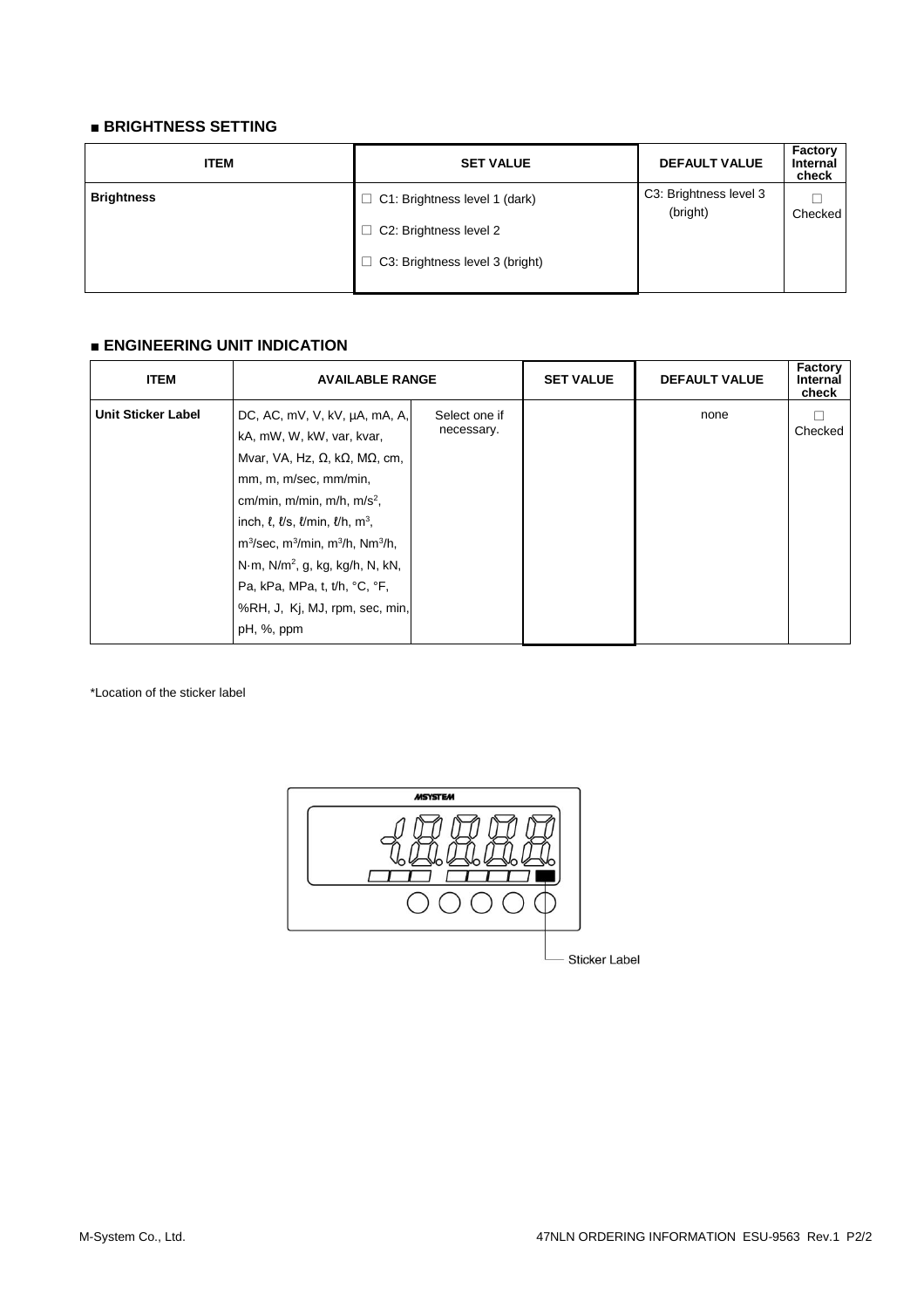## ■ BRIGHTNESS SETTING

| ITEM | SET VALUE | DEFAULT VALUE | Factory Internal check |
|---|---|---|---|
| **Brightness** | ☐ C1: Brightness level 1 (dark)<br>☐ C2: Brightness level 2<br>☐ C3: Brightness level 3 (bright) | C3: Brightness level 3 (bright) | ☐ Checked |

## ■ ENGINEERING UNIT INDICATION

| ITEM | AVAILABLE RANGE | | SET VALUE | DEFAULT VALUE | Factory Internal check |
|---|---|---|---|---|---|
| **Unit Sticker Label** | DC, AC, mV, V, kV, μA, mA, A, kA, mW, W, kW, var, kvar, Mvar, VA, Hz, Ω, kΩ, MΩ, cm, mm, m, m/sec, mm/min, cm/min, m/min, m/h, m/s², inch, ℓ, ℓ/s, ℓ/min, ℓ/h, m³, m³/sec, m³/min, m³/h, Nm³/h, N·m, N/m², g, kg, kg/h, N, kN, Pa, kPa, MPa, t, t/h, °C, °F, %RH, J, Kj, MJ, rpm, sec, min, pH, %, ppm | Select one if necessary. | | none | ☐ Checked |

*Location of the sticker label

MSYSTEM

Sticker Label